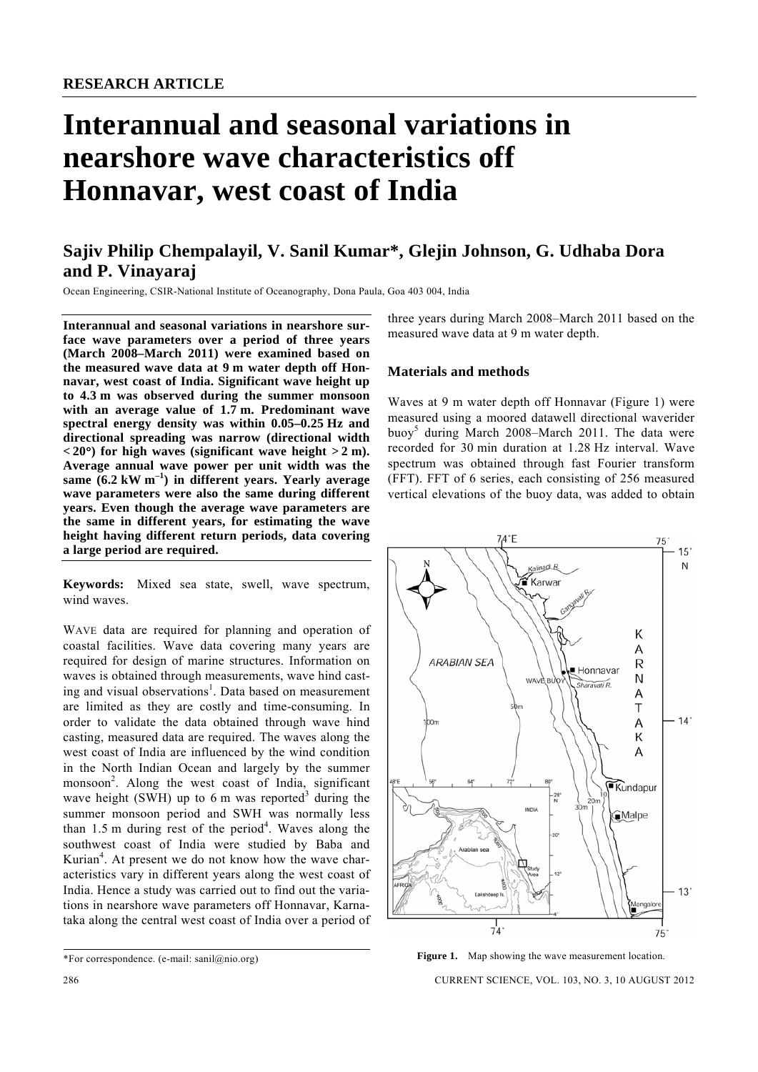RESEARCH ARTICLE

# Interannual and seasonal variations in nearshore wave characteristics off Honnavar, west coast of India

## Sajiv Philip Chempalayil, V. Sanil Kumar*, Glejin Johnson, G. Udhaba Dora and P. Vinayaraj

Ocean Engineering, CSIR-National Institute of Oceanography, Dona Paula, Goa 403 004, India

**Interannual and seasonal variations in nearshore surface wave parameters over a period of three years (March 2008–March 2011) were examined based on the measured wave data at 9 m water depth off Honnavar, west coast of India. Significant wave height up to 4.3 m was observed during the summer monsoon with an average value of 1.7 m. Predominant wave spectral energy density was within 0.05–0.25 Hz and directional spreading was narrow (directional width < 20°) for high waves (significant wave height > 2 m). Average annual wave power per unit width was the same (6.2 kW m$^{-1}$) in different years. Yearly average wave parameters were also the same during different years. Even though the average wave parameters are the same in different years, for estimating the wave height having different return periods, data covering a large period are required.**

**Keywords:** Mixed sea state, swell, wave spectrum, wind waves.

WAVE data are required for planning and operation of coastal facilities. Wave data covering many years are required for design of marine structures. Information on waves is obtained through measurements, wave hind casting and visual observations[1]. Data based on measurement are limited as they are costly and time-consuming. In order to validate the data obtained through wave hind casting, measured data are required. The waves along the west coast of India are influenced by the wind condition in the North Indian Ocean and largely by the summer monsoon[2]. Along the west coast of India, significant wave height (SWH) up to 6 m was reported[3] during the summer monsoon period and SWH was normally less than 1.5 m during rest of the period[4]. Waves along the southwest coast of India were studied by Baba and Kurian[4]. At present we do not know how the wave characteristics vary in different years along the west coast of India. Hence a study was carried out to find out the variations in nearshore wave parameters off Honnavar, Karnataka along the central west coast of India over a period of three years during March 2008–March 2011 based on the measured wave data at 9 m water depth.

### Materials and methods

Waves at 9 m water depth off Honnavar (Figure 1) were measured using a moored datawell directional waverider buoy[5] during March 2008–March 2011. The data were recorded for 30 min duration at 1.28 Hz interval. Wave spectrum was obtained through fast Fourier transform (FFT). FFT of 6 series, each consisting of 256 measured vertical elevations of the buoy data, was added to obtain

**Figure 1.** Map showing the wave measurement location.

*For correspondence. (e-mail: sanil@nio.org)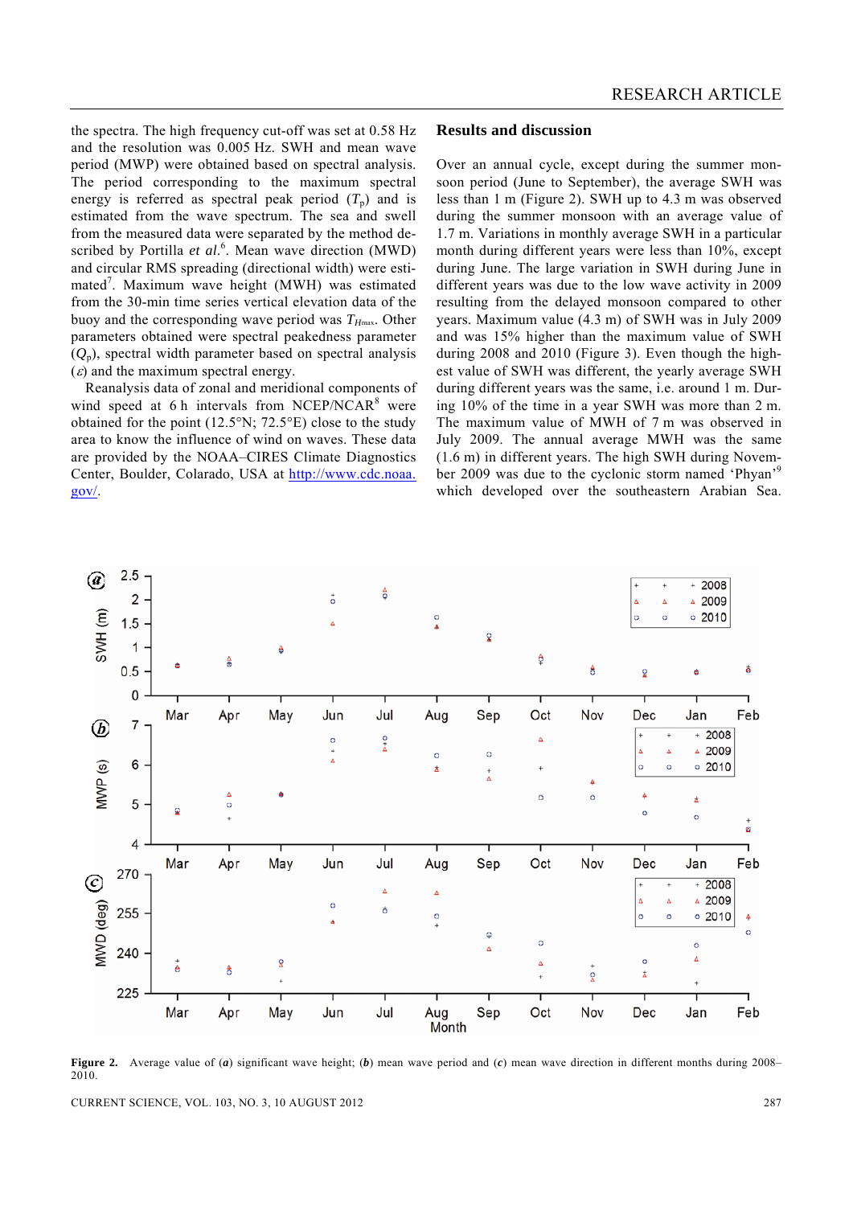the spectra. The high frequency cut-off was set at 0.58 Hz and the resolution was 0.005 Hz. SWH and mean wave period (MWP) were obtained based on spectral analysis. The period corresponding to the maximum spectral energy is referred as spectral peak period ($T_p$) and is estimated from the wave spectrum. The sea and swell from the measured data were separated by the method described by Portilla *et al.*[6]. Mean wave direction (MWD) and circular RMS spreading (directional width) were estimated[7]. Maximum wave height (MWH) was estimated from the 30-min time series vertical elevation data of the buoy and the corresponding wave period was $T_{H\max}$. Other parameters obtained were spectral peakedness parameter ($Q_p$), spectral width parameter based on spectral analysis ($\varepsilon$) and the maximum spectral energy.

Reanalysis data of zonal and meridional components of wind speed at 6 h intervals from NCEP/NCAR[8] were obtained for the point (12.5°N; 72.5°E) close to the study area to know the influence of wind on waves. These data are provided by the NOAA–CIRES Climate Diagnostics Center, Boulder, Colorado, USA at http://www.cdc.noaa.gov/.

## Results and discussion

Over an annual cycle, except during the summer monsoon period (June to September), the average SWH was less than 1 m (Figure 2). SWH up to 4.3 m was observed during the summer monsoon with an average value of 1.7 m. Variations in monthly average SWH in a particular month during different years were less than 10%, except during June. The large variation in SWH during June in different years was due to the low wave activity in 2009 resulting from the delayed monsoon compared to other years. Maximum value (4.3 m) of SWH was in July 2009 and was 15% higher than the maximum value of SWH during 2008 and 2010 (Figure 3). Even though the highest value of SWH was different, the yearly average SWH during different years was the same, i.e. around 1 m. During 10% of the time in a year SWH was more than 2 m. The maximum value of MWH of 7 m was observed in July 2009. The annual average MWH was the same (1.6 m) in different years. The high SWH during November 2009 was due to the cyclonic storm named 'Phyan'[9] which developed over the southeastern Arabian Sea.

**Figure 2.** Average value of (***a***) significant wave height; (***b***) mean wave period and (***c***) mean wave direction in different months during 2008–2010.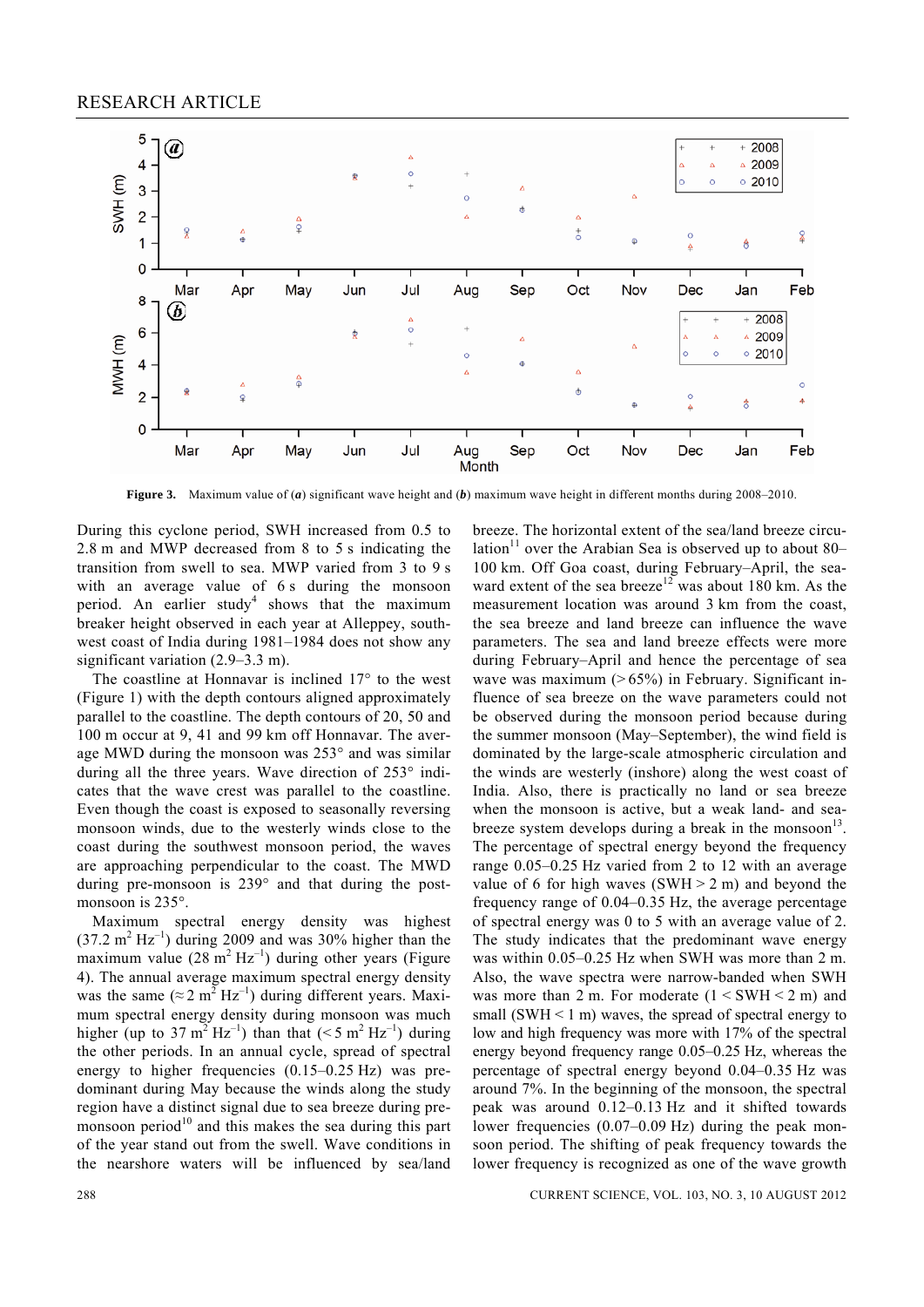Figure 3. Maximum value of (*a*) significant wave height and (*b*) maximum wave height in different months during 2008–2010.

During this cyclone period, SWH increased from 0.5 to 2.8 m and MWP decreased from 8 to 5 s indicating the transition from swell to sea. MWP varied from 3 to 9 s with an average value of 6 s during the monsoon period. An earlier study[4] shows that the maximum breaker height observed in each year at Alleppey, southwest coast of India during 1981–1984 does not show any significant variation (2.9–3.3 m).

The coastline at Honnavar is inclined 17° to the west (Figure 1) with the depth contours aligned approximately parallel to the coastline. The depth contours of 20, 50 and 100 m occur at 9, 41 and 99 km off Honnavar. The average MWD during the monsoon was 253° and was similar during all the three years. Wave direction of 253° indicates that the wave crest was parallel to the coastline. Even though the coast is exposed to seasonally reversing monsoon winds, due to the westerly winds close to the coast during the southwest monsoon period, the waves are approaching perpendicular to the coast. The MWD during pre-monsoon is 239° and that during the post-monsoon is 235°.

Maximum spectral energy density was highest (37.2 $m^2 Hz^{-1}$) during 2009 and was 30% higher than the maximum value (28 $m^2 Hz^{-1}$) during other years (Figure 4). The annual average maximum spectral energy density was the same (≈ 2 $m^2 Hz^{-1}$) during different years. Maximum spectral energy density during monsoon was much higher (up to 37 $m^2 Hz^{-1}$) than that (< 5 $m^2 Hz^{-1}$) during the other periods. In an annual cycle, spread of spectral energy to higher frequencies (0.15–0.25 Hz) was predominant during May because the winds along the study region have a distinct signal due to sea breeze during pre-monsoon period[10] and this makes the sea during this part of the year stand out from the swell. Wave conditions in the nearshore waters will be influenced by sea/land breeze. The horizontal extent of the sea/land breeze circulation[11] over the Arabian Sea is observed up to about 80–100 km. Off Goa coast, during February–April, the seaward extent of the sea breeze[12] was about 180 km. As the measurement location was around 3 km from the coast, the sea breeze and land breeze can influence the wave parameters. The sea and land breeze effects were more during February–April and hence the percentage of sea wave was maximum (> 65%) in February. Significant influence of sea breeze on the wave parameters could not be observed during the monsoon period because during the summer monsoon (May–September), the wind field is dominated by the large-scale atmospheric circulation and the winds are westerly (inshore) along the west coast of India. Also, there is practically no land or sea breeze when the monsoon is active, but a weak land- and sea-breeze system develops during a break in the monsoon[13]. The percentage of spectral energy beyond the frequency range 0.05–0.25 Hz varied from 2 to 12 with an average value of 6 for high waves (SWH > 2 m) and beyond the frequency range of 0.04–0.35 Hz, the average percentage of spectral energy was 0 to 5 with an average value of 2. The study indicates that the predominant wave energy was within 0.05–0.25 Hz when SWH was more than 2 m. Also, the wave spectra were narrow-banded when SWH was more than 2 m. For moderate (1 < SWH < 2 m) and small (SWH < 1 m) waves, the spread of spectral energy to low and high frequencies (0.07–0.09 Hz) was more with 17% of the spectral energy beyond frequency range 0.05–0.25 Hz, whereas the percentage of spectral energy beyond 0.04–0.35 Hz was around 7%. In the beginning of the monsoon, the spectral peak was around 0.12–0.13 Hz and it shifted towards lower frequencies (0.07–0.09 Hz) during the peak monsoon period. The shifting of peak frequency towards the lower frequency is recognized as one of the wave growth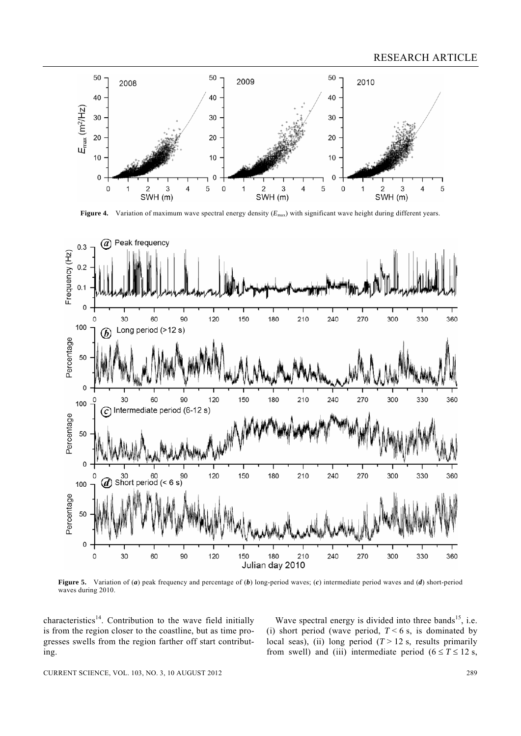**Figure 4.** Variation of maximum wave spectral energy density ($E_{max}$) with significant wave height during different years.

**Figure 5.** Variation of (***a***) peak frequency and percentage of (***b***) long-period waves; (***c***) intermediate period waves and (***d***) short-period waves during 2010.

characteristics[14]. Contribution to the wave field initially is from the region closer to the coastline, but as time progresses swells from the region farther off start contributing.

Wave spectral energy is divided into three bands[15], i.e. (i) short period (wave period, $T < 6$ s, is dominated by local seas), (ii) long period ($T > 12$ s, results primarily from swell) and (iii) intermediate period ($6 \leq T \leq 12$ s,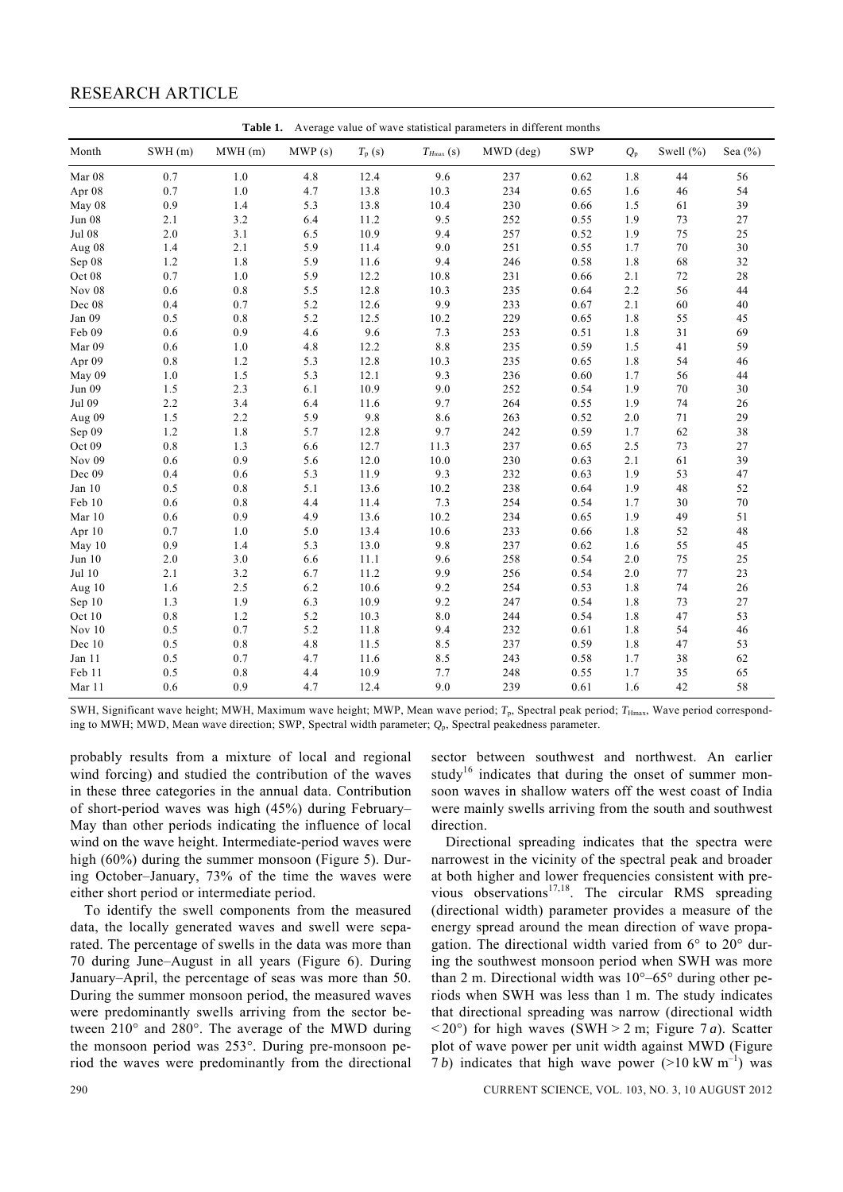**Table 1.** Average value of wave statistical parameters in different months

| Month | SWH (m) | MWH (m) | MWP (s) | $T_p$ (s) | $T_{H\max}$ (s) | MWD (deg) | SWP | $Q_p$ | Swell (%) | Sea (%) |
|---|---|---|---|---|---|---|---|---|---|---|
| Mar 08 | 0.7 | 1.0 | 4.8 | 12.4 | 9.6 | 237 | 0.62 | 1.8 | 44 | 56 |
| Apr 08 | 0.7 | 1.0 | 4.7 | 13.8 | 10.3 | 234 | 0.65 | 1.6 | 46 | 54 |
| May 08 | 0.9 | 1.4 | 5.3 | 13.8 | 10.4 | 230 | 0.66 | 1.5 | 61 | 39 |
| Jun 08 | 2.1 | 3.2 | 6.4 | 11.2 | 9.5 | 252 | 0.55 | 1.9 | 73 | 27 |
| Jul 08 | 2.0 | 3.1 | 6.5 | 10.9 | 9.4 | 257 | 0.52 | 1.9 | 75 | 25 |
| Aug 08 | 1.4 | 2.1 | 5.9 | 11.4 | 9.0 | 251 | 0.55 | 1.7 | 70 | 30 |
| Sep 08 | 1.2 | 1.8 | 5.9 | 11.6 | 9.4 | 246 | 0.58 | 1.8 | 68 | 32 |
| Oct 08 | 0.7 | 1.0 | 5.9 | 12.2 | 10.8 | 231 | 0.66 | 2.1 | 72 | 28 |
| Nov 08 | 0.6 | 0.8 | 5.5 | 12.8 | 10.3 | 235 | 0.64 | 2.2 | 56 | 44 |
| Dec 08 | 0.4 | 0.7 | 5.2 | 12.6 | 9.9 | 233 | 0.67 | 2.1 | 60 | 40 |
| Jan 09 | 0.5 | 0.8 | 5.2 | 12.5 | 10.2 | 229 | 0.65 | 1.8 | 55 | 45 |
| Feb 09 | 0.6 | 0.9 | 4.6 | 9.6 | 7.3 | 253 | 0.51 | 1.8 | 31 | 69 |
| Mar 09 | 0.6 | 1.0 | 4.8 | 12.2 | 8.8 | 235 | 0.59 | 1.5 | 41 | 59 |
| Apr 09 | 0.8 | 1.2 | 5.3 | 12.8 | 10.3 | 235 | 0.65 | 1.8 | 54 | 46 |
| May 09 | 1.0 | 1.5 | 5.3 | 12.1 | 9.3 | 236 | 0.60 | 1.7 | 56 | 44 |
| Jun 09 | 1.5 | 2.3 | 6.1 | 10.9 | 9.0 | 252 | 0.54 | 1.9 | 70 | 30 |
| Jul 09 | 2.2 | 3.4 | 6.4 | 11.6 | 9.7 | 264 | 0.55 | 1.9 | 74 | 26 |
| Aug 09 | 1.5 | 2.2 | 5.9 | 9.8 | 8.6 | 263 | 0.52 | 2.0 | 71 | 29 |
| Sep 09 | 1.2 | 1.8 | 5.7 | 12.8 | 9.7 | 242 | 0.59 | 1.7 | 62 | 38 |
| Oct 09 | 0.8 | 1.3 | 6.6 | 12.7 | 11.3 | 237 | 0.65 | 2.5 | 73 | 27 |
| Nov 09 | 0.6 | 0.9 | 5.6 | 12.0 | 10.0 | 230 | 0.63 | 2.1 | 61 | 39 |
| Dec 09 | 0.4 | 0.6 | 5.3 | 11.9 | 9.3 | 232 | 0.63 | 1.9 | 53 | 47 |
| Jan 10 | 0.5 | 0.8 | 5.1 | 13.6 | 10.2 | 238 | 0.64 | 1.9 | 48 | 52 |
| Feb 10 | 0.6 | 0.8 | 4.4 | 11.4 | 7.3 | 254 | 0.54 | 1.7 | 30 | 70 |
| Mar 10 | 0.6 | 0.9 | 4.9 | 13.6 | 10.2 | 234 | 0.65 | 1.9 | 49 | 51 |
| Apr 10 | 0.7 | 1.0 | 5.0 | 13.4 | 10.6 | 233 | 0.66 | 1.8 | 52 | 48 |
| May 10 | 0.9 | 1.4 | 5.3 | 13.0 | 9.8 | 237 | 0.62 | 1.6 | 55 | 45 |
| Jun 10 | 2.0 | 3.0 | 6.6 | 11.1 | 9.6 | 258 | 0.54 | 2.0 | 75 | 25 |
| Jul 10 | 2.1 | 3.2 | 6.7 | 11.2 | 9.9 | 256 | 0.54 | 2.0 | 77 | 23 |
| Aug 10 | 1.6 | 2.5 | 6.2 | 10.6 | 9.2 | 254 | 0.53 | 1.8 | 74 | 26 |
| Sep 10 | 1.3 | 1.9 | 6.3 | 10.9 | 9.2 | 247 | 0.54 | 1.8 | 73 | 27 |
| Oct 10 | 0.8 | 1.2 | 5.2 | 10.3 | 8.0 | 244 | 0.54 | 1.8 | 47 | 53 |
| Nov 10 | 0.5 | 0.7 | 5.2 | 11.8 | 9.4 | 232 | 0.61 | 1.8 | 54 | 46 |
| Dec 10 | 0.5 | 0.8 | 4.8 | 11.5 | 8.5 | 237 | 0.59 | 1.8 | 47 | 53 |
| Jan 11 | 0.5 | 0.7 | 4.7 | 11.6 | 8.5 | 243 | 0.58 | 1.7 | 38 | 62 |
| Feb 11 | 0.5 | 0.8 | 4.4 | 10.9 | 7.7 | 248 | 0.55 | 1.7 | 35 | 65 |
| Mar 11 | 0.6 | 0.9 | 4.7 | 12.4 | 9.0 | 239 | 0.61 | 1.6 | 42 | 58 |

SWH, Significant wave height; MWH, Maximum wave height; MWP, Mean wave period; $T_p$, Spectral peak period; $T_{H\max}$, Wave period corresponding to MWH; MWD, Mean wave direction; SWP, Spectral width parameter; $Q_p$, Spectral peakedness parameter.

probably results from a mixture of local and regional wind forcing) and studied the contribution of the waves in these three categories in the annual data. Contribution of short-period waves was high (45%) during February–May than other periods indicating the influence of local wind on the wave height. Intermediate-period waves were high (60%) during the summer monsoon (Figure 5). During October–January, 73% of the time the waves were either short period or intermediate period.

To identify the swell components from the measured data, the locally generated waves and swell were separated. The percentage of swells in the data was more than 70 during June–August in all years (Figure 6). During January–April, the percentage of seas was more than 50. During the summer monsoon period, the measured waves were predominantly swells arriving from the sector between 210° and 280°. The average of the MWD during the monsoon period was 253°. During pre-monsoon period the waves were predominantly from the directional sector between southwest and northwest. An earlier study[16] indicates that during the onset of summer monsoon waves in shallow waters off the west coast of India were mainly swells arriving from the south and southwest direction.

Directional spreading indicates that the spectra were narrowest in the vicinity of the spectral peak and broader at both higher and lower frequencies consistent with previous observations[17,18]. The circular RMS spreading (directional width) parameter provides a measure of the energy spread around the mean direction of wave propagation. The directional width varied from 6° to 20° during the southwest monsoon period when SWH was more than 2 m. Directional width was 10°–65° during other periods when SWH was less than 1 m. The study indicates that directional spreading was narrow (directional width < 20°) for high waves (SWH > 2 m; Figure 7 *a*). Scatter plot of wave power per unit width against MWD (Figure 7 *b*) indicates that high wave power (>10 kW m$^{-1}$) was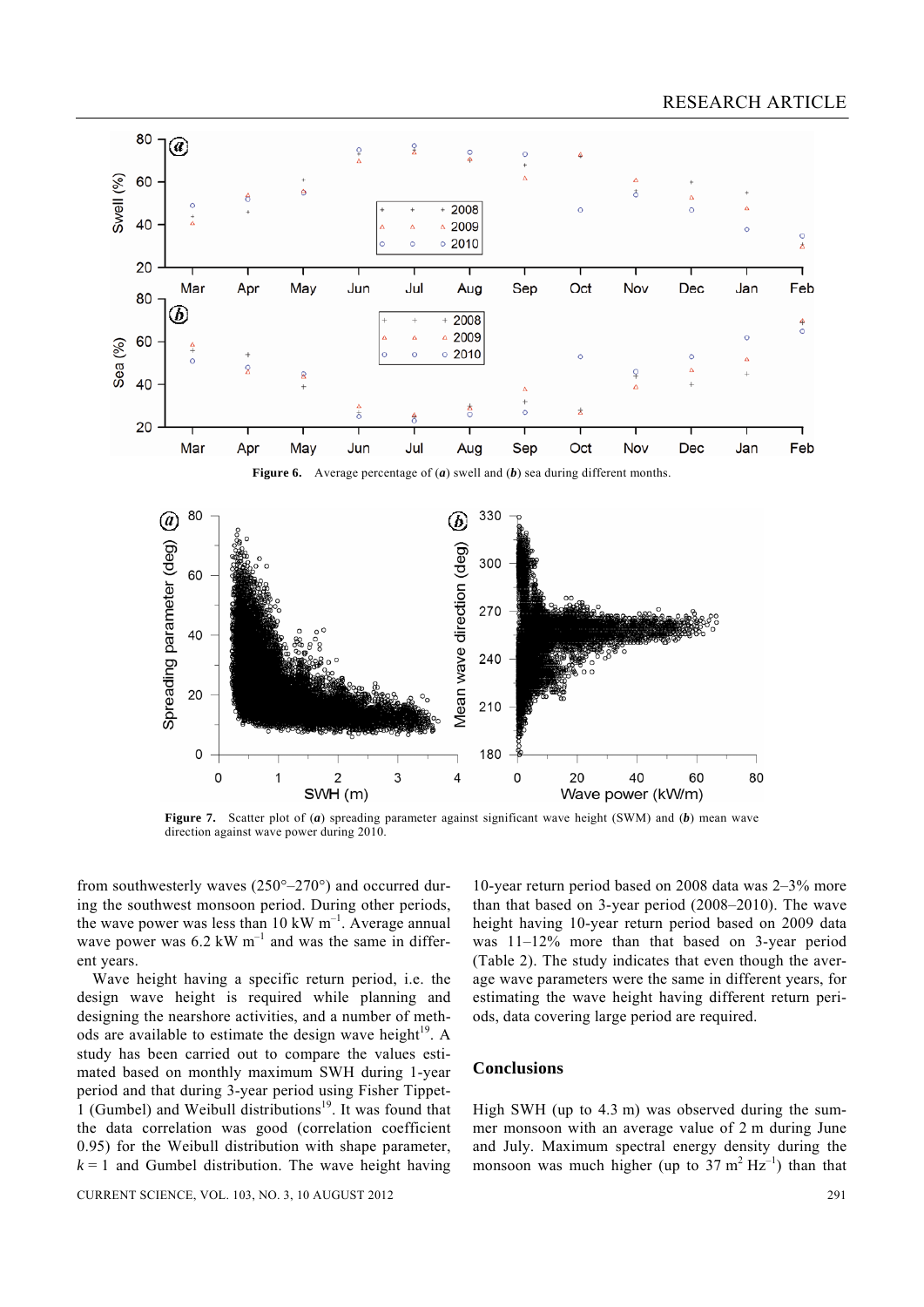Figure 6. Average percentage of (*a*) swell and (*b*) sea during different months.

Figure 7. Scatter plot of (*a*) spreading parameter against significant wave height (SWM) and (*b*) mean wave direction against wave power during 2010.

from southwesterly waves (250°–270°) and occurred during the southwest monsoon period. During other periods, the wave power was less than 10 kW $m^{-1}$. Average annual wave power was 6.2 kW $m^{-1}$ and was the same in different years.

Wave height having a specific return period, i.e. the design wave height is required while planning and designing the nearshore activities, and a number of methods are available to estimate the design wave height[19]. A study has been carried out to compare the values estimated based on monthly maximum SWH during 1-year period and that during 3-year period using Fisher Tippet-1 (Gumbel) and Weibull distributions[19]. It was found that the data correlation was good (correlation coefficient 0.95) for the Weibull distribution with shape parameter, $k = 1$ and Gumbel distribution. The wave height having 10-year return period based on 2008 data was 2–3% more than that based on 3-year period (2008–2010). The wave height having 10-year return period based on 2009 data was 11–12% more than that based on 3-year period (Table 2). The study indicates that even though the average wave parameters were the same in different years, for estimating the wave height having different return periods, data covering large period are required.

## Conclusions

High SWH (up to 4.3 m) was observed during the summer monsoon with an average value of 2 m during June and July. Maximum spectral energy density during the monsoon was much higher (up to 37 $m^2$ $Hz^{-1}$) than that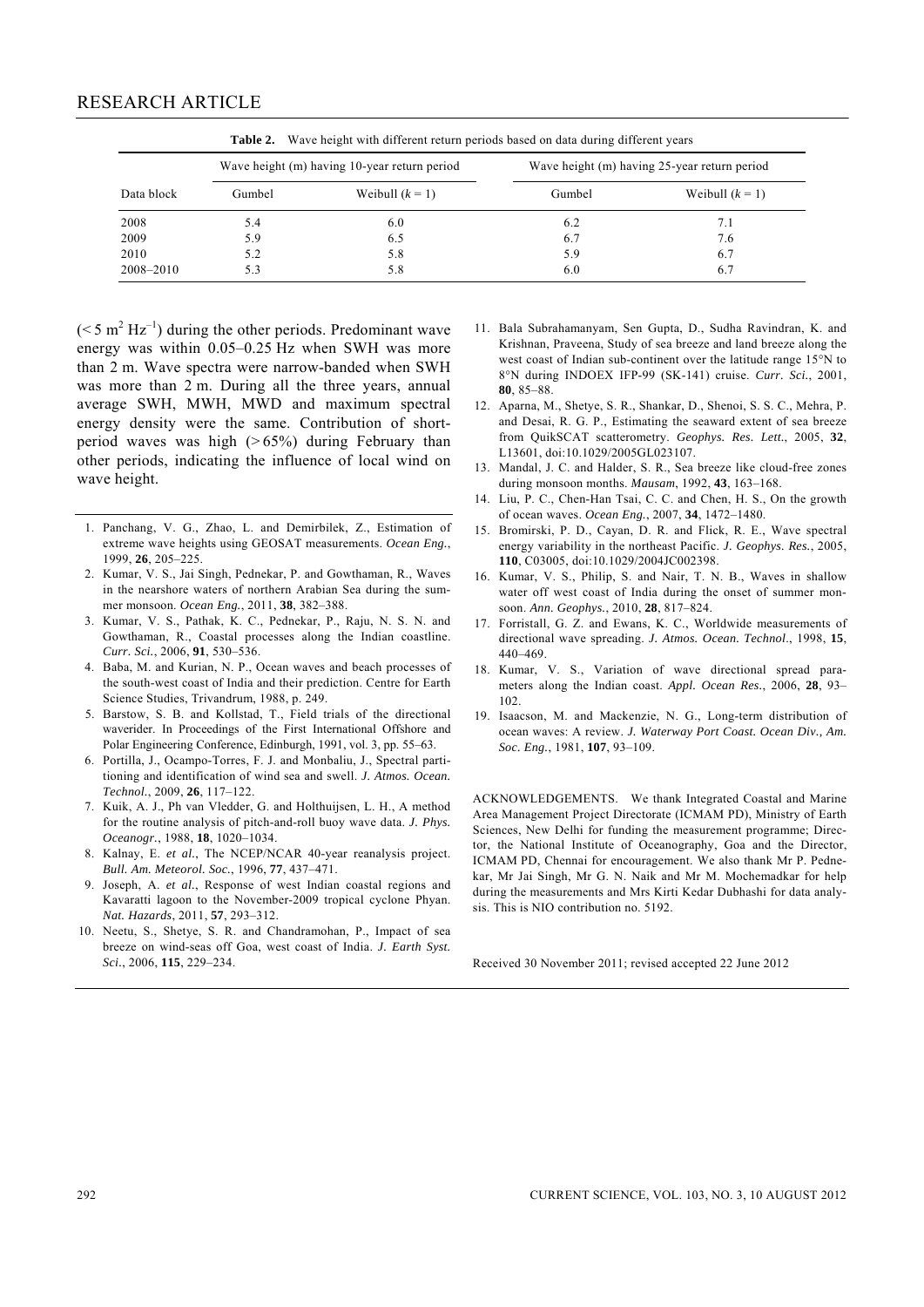**Table 2.** Wave height with different return periods based on data during different years

| Data block | Wave height (m) having 10-year return period | | Wave height (m) having 25-year return period | |
|---|---|---|---|---|
| | Gumbel | Weibull ($k = 1$) | Gumbel | Weibull ($k = 1$) |
| 2008 | 5.4 | 6.0 | 6.2 | 7.1 |
| 2009 | 5.9 | 6.5 | 6.7 | 7.6 |
| 2010 | 5.2 | 5.8 | 5.9 | 6.7 |
| 2008–2010 | 5.3 | 5.8 | 6.0 | 6.7 |

($< 5$ $m^2$ $Hz^{-1}$) during the other periods. Predominant wave energy was within 0.05–0.25 Hz when SWH was more than 2 m. Wave spectra were narrow-banded when SWH was more than 2 m. During all the three years, annual average SWH, MWH, MWD and maximum spectral energy density were the same. Contribution of short-period waves was high ($> 65\%$) during February than other periods, indicating the influence of local wind on wave height.

1. Panchang, V. G., Zhao, L. and Demirbilek, Z., Estimation of extreme wave heights using GEOSAT measurements. *Ocean Eng.*, 1999, **26**, 205–225.
2. Kumar, V. S., Jai Singh, Pednekar, P. and Gowthaman, R., Waves in the nearshore waters of northern Arabian Sea during the summer monsoon. *Ocean Eng.*, 2011, **38**, 382–388.
3. Kumar, V. S., Pathak, K. C., Pednekar, P., Raju, N. S. N. and Gowthaman, R., Coastal processes along the Indian coastline. *Curr. Sci.*, 2006, **91**, 530–536.
4. Baba, M. and Kurian, N. P., Ocean waves and beach processes of the south-west coast of India and their prediction. Centre for Earth Science Studies, Trivandrum, 1988, p. 249.
5. Barstow, S. B. and Kollstad, T., Field trials of the directional waverider. In Proceedings of the First International Offshore and Polar Engineering Conference, Edinburgh, 1991, vol. 3, pp. 55–63.
6. Portilla, J., Ocampo-Torres, F. J. and Monbaliu, J., Spectral partitioning and identification of wind sea and swell. *J. Atmos. Ocean. Technol.*, 2009, **26**, 117–122.
7. Kuik, A. J., Ph van Vledder, G. and Holthuijsen, L. H., A method for the routine analysis of pitch-and-roll buoy wave data. *J. Phys. Oceanogr.*, 1988, **18**, 1020–1034.
8. Kalnay, E. *et al.*, The NCEP/NCAR 40-year reanalysis project. *Bull. Am. Meteorol. Soc.*, 1996, **77**, 437–471.
9. Joseph, A. *et al.*, Response of west Indian coastal regions and Kavaratti lagoon to the November-2009 tropical cyclone Phyan. *Nat. Hazards*, 2011, **57**, 293–312.
10. Neetu, S., Shetye, S. R. and Chandramohan, P., Impact of sea breeze on wind-seas off Goa, west coast of India. *J. Earth Syst. Sci.*, 2006, **115**, 229–234.
11. Bala Subrahamanyam, Sen Gupta, D., Sudha Ravindran, K. and Krishnan, Praveena, Study of sea breeze and land breeze along the west coast of Indian sub-continent over the latitude range 15°N to 8°N during INDOEX IFP-99 (SK-141) cruise. *Curr. Sci.*, 2001, **80**, 85–88.
12. Aparna, M., Shetye, S. R., Shankar, D., Shenoi, S. S. C., Mehra, P. and Desai, R. G. P., Estimating the seaward extent of sea breeze from QuikSCAT scatterometry. *Geophys. Res. Lett.*, 2005, **32**, L13601, doi:10.1029/2005GL023107.
13. Mandal, J. C. and Halder, S. R., Sea breeze like cloud-free zones during monsoon months. *Mausam*, 1992, **43**, 163–168.
14. Liu, P. C., Chen-Han Tsai, C. C. and Chen, H. S., On the growth of ocean waves. *Ocean Eng.*, 2007, **34**, 1472–1480.
15. Bromirski, P. D., Cayan, D. R. and Flick, R. E., Wave spectral energy variability in the northeast Pacific. *J. Geophys. Res.*, 2005, **110**, C03005, doi:10.1029/2004JC002398.
16. Kumar, V. S., Philip, S. and Nair, T. N. B., Waves in shallow water off west coast of India during the onset of summer monsoon. *Ann. Geophys.*, 2010, **28**, 817–824.
17. Forristall, G. Z. and Ewans, K. C., Worldwide measurements of directional wave spreading. *J. Atmos. Ocean. Technol.*, 1998, **15**, 440–469.
18. Kumar, V. S., Variation of wave directional spread parameters along the Indian coast. *Appl. Ocean Res.*, 2006, **28**, 93–102.
19. Isaacson, M. and Mackenzie, N. G., Long-term distribution of ocean waves: A review. *J. Waterway Port Coast. Ocean Div., Am. Soc. Eng.*, 1981, **107**, 93–109.

ACKNOWLEDGEMENTS. We thank Integrated Coastal and Marine Area Management Project Directorate (ICMAM PD), Ministry of Earth Sciences, New Delhi for funding the measurement programme; Director, the National Institute of Oceanography, Goa and the Director, ICMAM PD, Chennai for encouragement. We also thank Mr P. Pednekar, Mr Jai Singh, Mr G. N. Naik and Mr M. Mochemadkar for help during the measurements and Mrs Kirti Kedar Dubhashi for data analysis. This is NIO contribution no. 5192.

Received 30 November 2011; revised accepted 22 June 2012